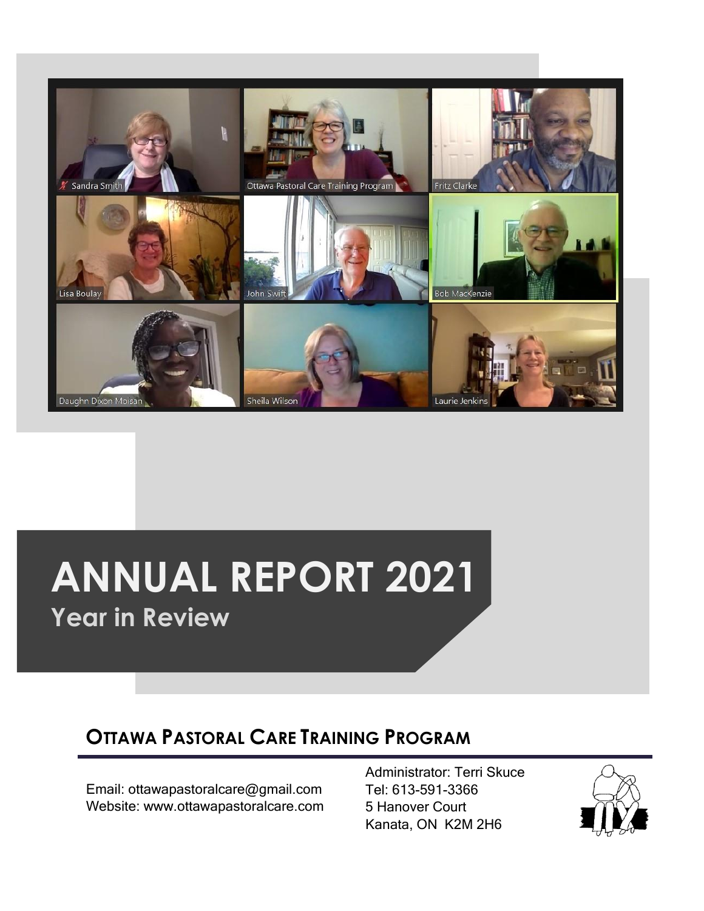# ANNUAL REPORT 2021

## Year in Review

## OTTAWA PASTORAL CARE TRAINING PROGRAM

Email: ottawapastoralcare@gmail.com
Website: www.ottawapastoralcare.com

Administrator: Terri Skuce
Tel: 613-591-3366
5 Hanover Court
Kanata, ON  K2M 2H6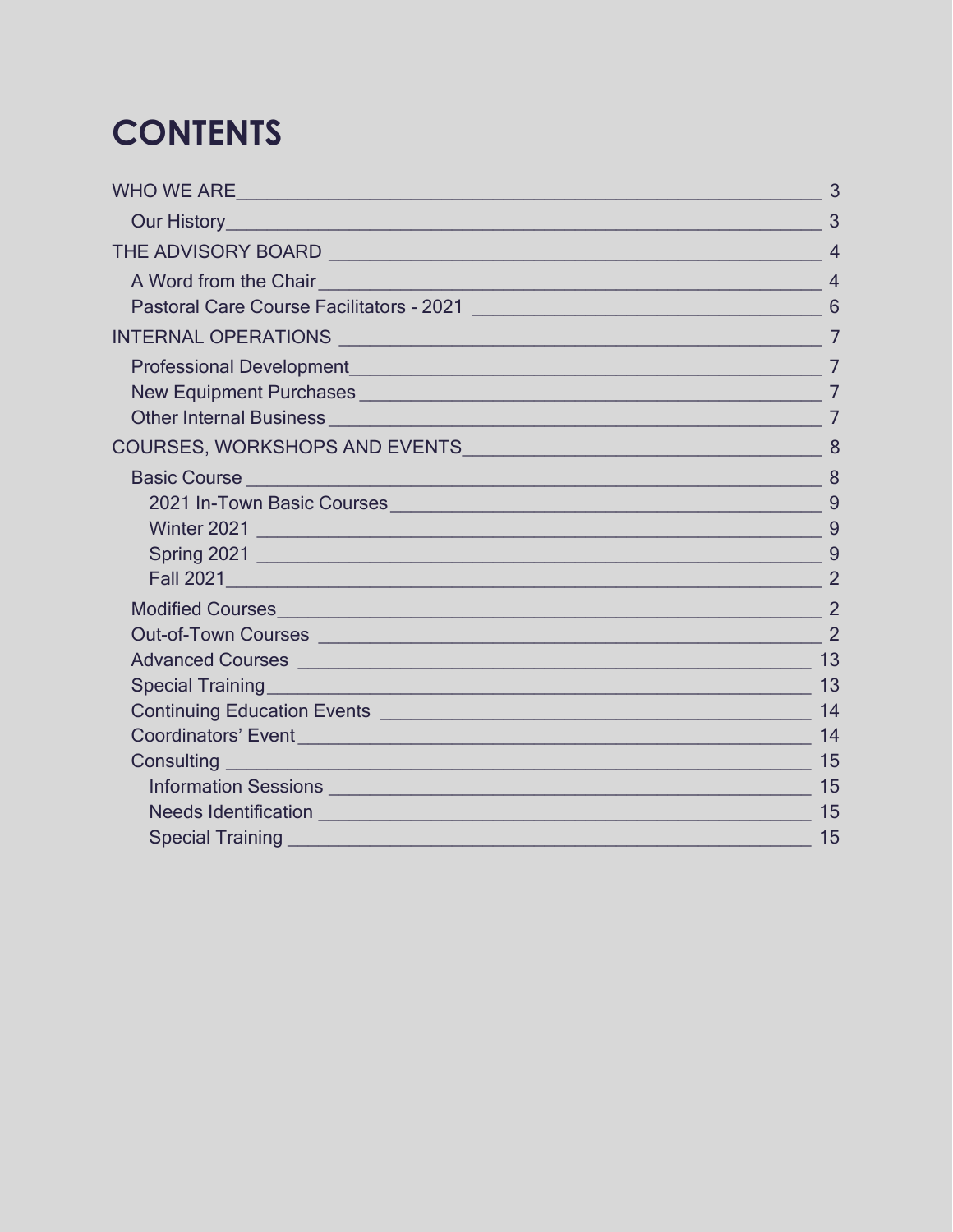# CONTENTS

- WHO WE ARE — 3
  - Our History — 3
- THE ADVISORY BOARD — 4
  - A Word from the Chair — 4
  - Pastoral Care Course Facilitators - 2021 — 6
- INTERNAL OPERATIONS — 7
  - Professional Development — 7
  - New Equipment Purchases — 7
  - Other Internal Business — 7
- COURSES, WORKSHOPS AND EVENTS — 8
  - Basic Course — 8
    - 2021 In-Town Basic Courses — 9
    - Winter 2021 — 9
    - Spring 2021 — 9
    - Fall 2021 — 2
  - Modified Courses — 2
  - Out-of-Town Courses — 2
  - Advanced Courses — 13
  - Special Training — 13
  - Continuing Education Events — 14
  - Coordinators' Event — 14
  - Consulting — 15
    - Information Sessions — 15
    - Needs Identification — 15
    - Special Training — 15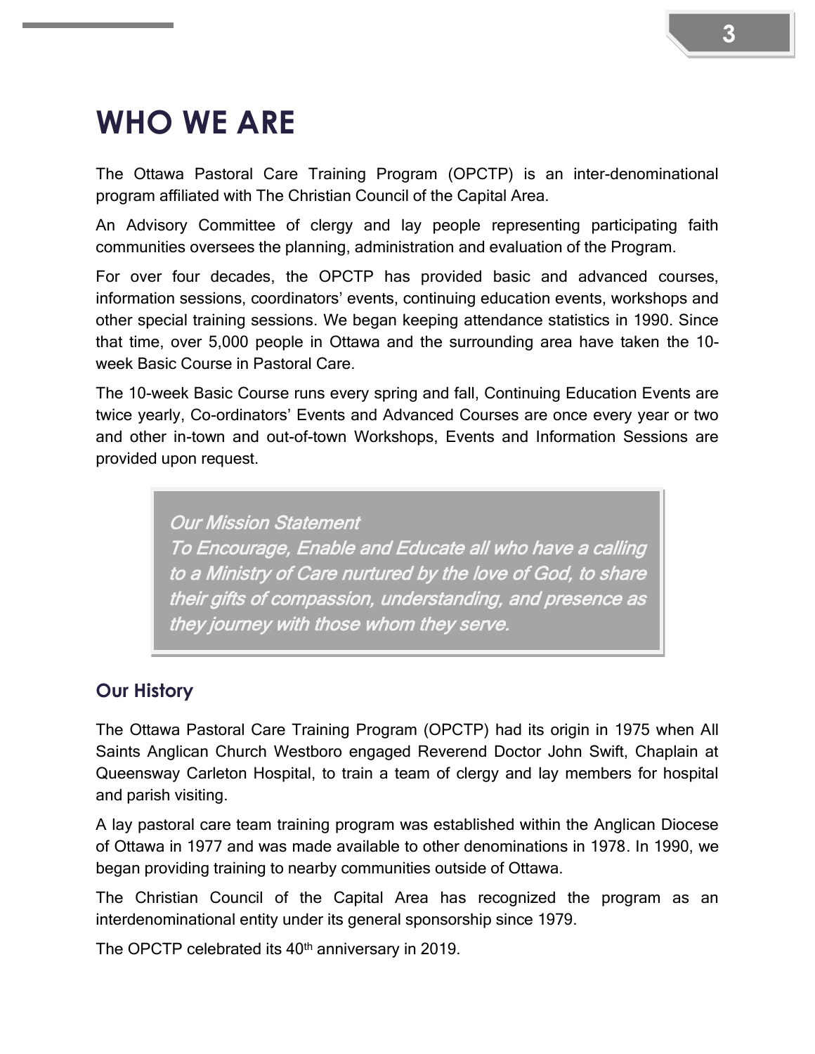# WHO WE ARE

The Ottawa Pastoral Care Training Program (OPCTP) is an inter-denominational program affiliated with The Christian Council of the Capital Area.

An Advisory Committee of clergy and lay people representing participating faith communities oversees the planning, administration and evaluation of the Program.

For over four decades, the OPCTP has provided basic and advanced courses, information sessions, coordinators' events, continuing education events, workshops and other special training sessions. We began keeping attendance statistics in 1990. Since that time, over 5,000 people in Ottawa and the surrounding area have taken the 10-week Basic Course in Pastoral Care.

The 10-week Basic Course runs every spring and fall, Continuing Education Events are twice yearly, Co-ordinators' Events and Advanced Courses are once every year or two and other in-town and out-of-town Workshops, Events and Information Sessions are provided upon request.

> *Our Mission Statement*
> *To Encourage, Enable and Educate all who have a calling to a Ministry of Care nurtured by the love of God, to share their gifts of compassion, understanding, and presence as they journey with those whom they serve.*

## Our History

The Ottawa Pastoral Care Training Program (OPCTP) had its origin in 1975 when All Saints Anglican Church Westboro engaged Reverend Doctor John Swift, Chaplain at Queensway Carleton Hospital, to train a team of clergy and lay members for hospital and parish visiting.

A lay pastoral care team training program was established within the Anglican Diocese of Ottawa in 1977 and was made available to other denominations in 1978. In 1990, we began providing training to nearby communities outside of Ottawa.

The Christian Council of the Capital Area has recognized the program as an interdenominational entity under its general sponsorship since 1979.

The OPCTP celebrated its 40th anniversary in 2019.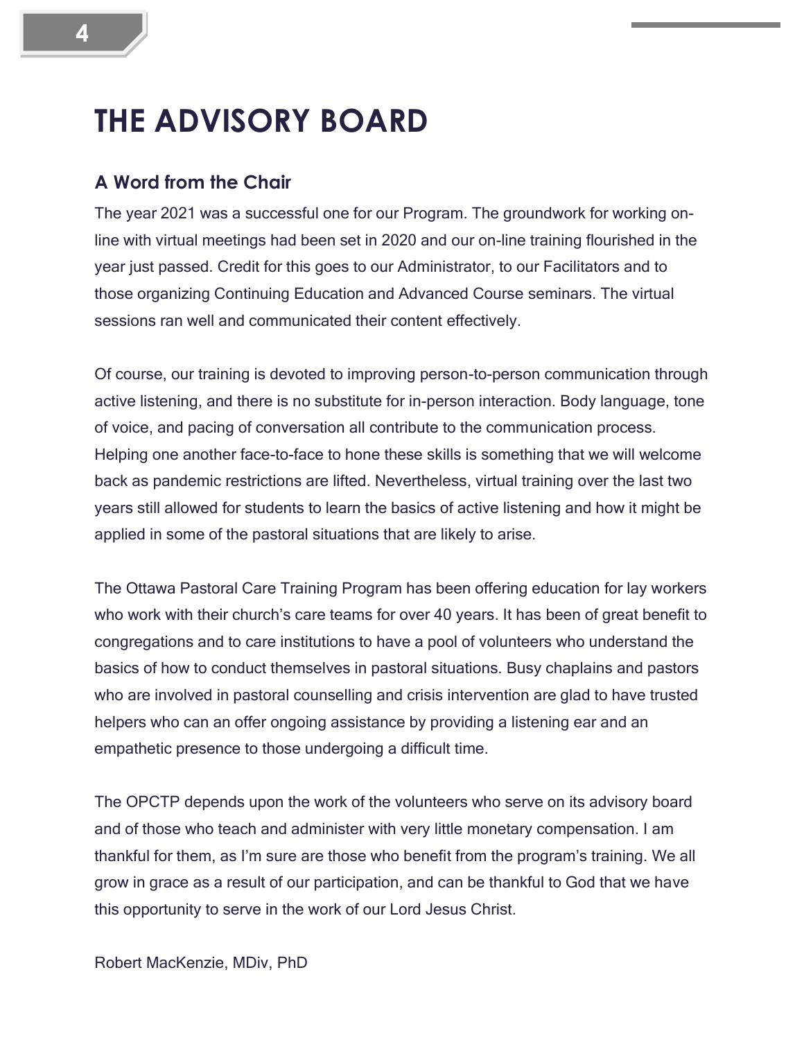# THE ADVISORY BOARD

## A Word from the Chair

The year 2021 was a successful one for our Program. The groundwork for working on-line with virtual meetings had been set in 2020 and our on-line training flourished in the year just passed. Credit for this goes to our Administrator, to our Facilitators and to those organizing Continuing Education and Advanced Course seminars. The virtual sessions ran well and communicated their content effectively.

Of course, our training is devoted to improving person-to-person communication through active listening, and there is no substitute for in-person interaction. Body language, tone of voice, and pacing of conversation all contribute to the communication process. Helping one another face-to-face to hone these skills is something that we will welcome back as pandemic restrictions are lifted. Nevertheless, virtual training over the last two years still allowed for students to learn the basics of active listening and how it might be applied in some of the pastoral situations that are likely to arise.

The Ottawa Pastoral Care Training Program has been offering education for lay workers who work with their church's care teams for over 40 years. It has been of great benefit to congregations and to care institutions to have a pool of volunteers who understand the basics of how to conduct themselves in pastoral situations. Busy chaplains and pastors who are involved in pastoral counselling and crisis intervention are glad to have trusted helpers who can an offer ongoing assistance by providing a listening ear and an empathetic presence to those undergoing a difficult time.

The OPCTP depends upon the work of the volunteers who serve on its advisory board and of those who teach and administer with very little monetary compensation. I am thankful for them, as I'm sure are those who benefit from the program's training. We all grow in grace as a result of our participation, and can be thankful to God that we have this opportunity to serve in the work of our Lord Jesus Christ.

Robert MacKenzie, MDiv, PhD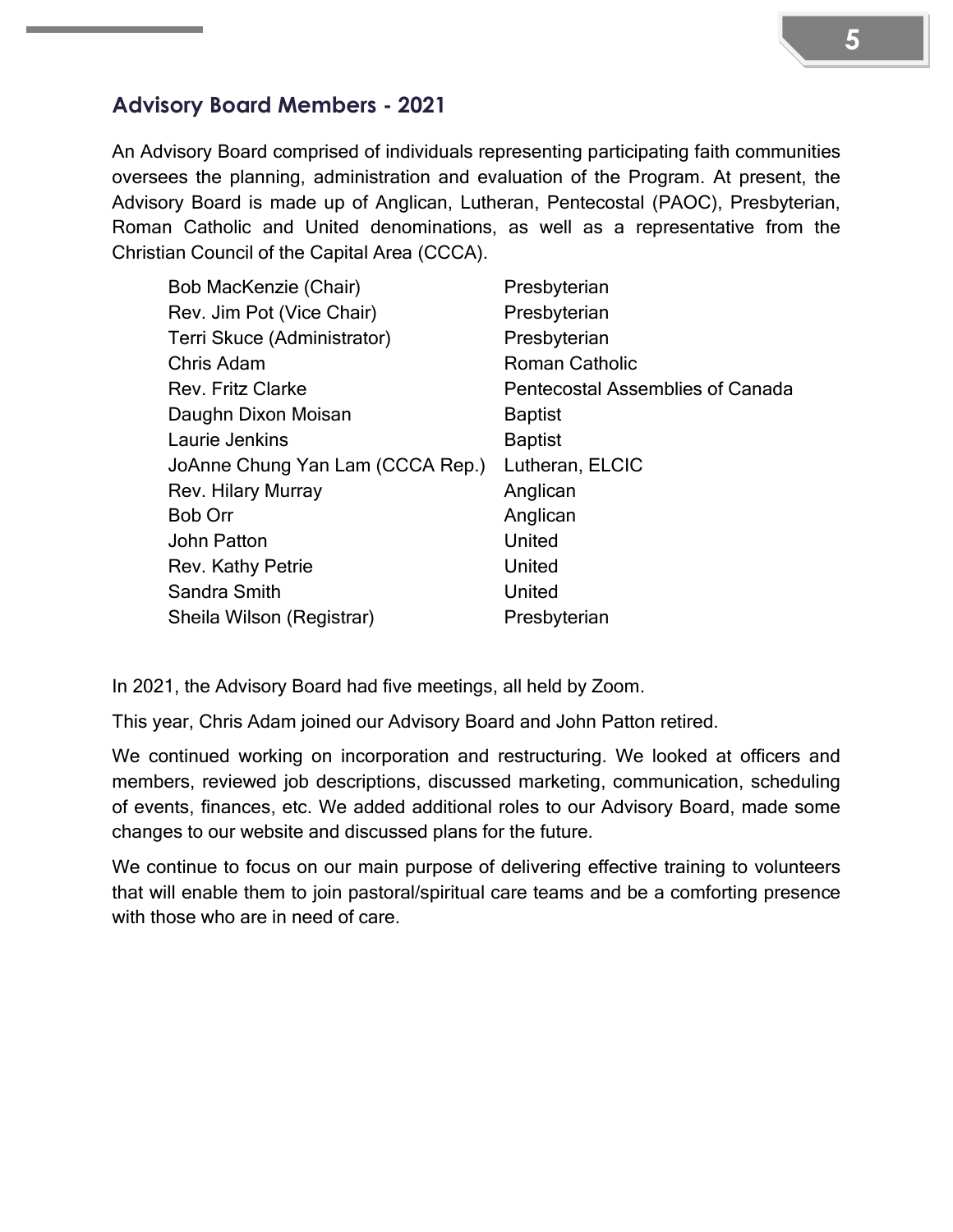## Advisory Board Members - 2021

An Advisory Board comprised of individuals representing participating faith communities oversees the planning, administration and evaluation of the Program. At present, the Advisory Board is made up of Anglican, Lutheran, Pentecostal (PAOC), Presbyterian, Roman Catholic and United denominations, as well as a representative from the Christian Council of the Capital Area (CCCA).

| | |
|---|---|
| Bob MacKenzie (Chair) | Presbyterian |
| Rev. Jim Pot (Vice Chair) | Presbyterian |
| Terri Skuce (Administrator) | Presbyterian |
| Chris Adam | Roman Catholic |
| Rev. Fritz Clarke | Pentecostal Assemblies of Canada |
| Daughn Dixon Moisan | Baptist |
| Laurie Jenkins | Baptist |
| JoAnne Chung Yan Lam (CCCA Rep.) | Lutheran, ELCIC |
| Rev. Hilary Murray | Anglican |
| Bob Orr | Anglican |
| John Patton | United |
| Rev. Kathy Petrie | United |
| Sandra Smith | United |
| Sheila Wilson (Registrar) | Presbyterian |

In 2021, the Advisory Board had five meetings, all held by Zoom.

This year, Chris Adam joined our Advisory Board and John Patton retired.

We continued working on incorporation and restructuring. We looked at officers and members, reviewed job descriptions, discussed marketing, communication, scheduling of events, finances, etc. We added additional roles to our Advisory Board, made some changes to our website and discussed plans for the future.

We continue to focus on our main purpose of delivering effective training to volunteers that will enable them to join pastoral/spiritual care teams and be a comforting presence with those who are in need of care.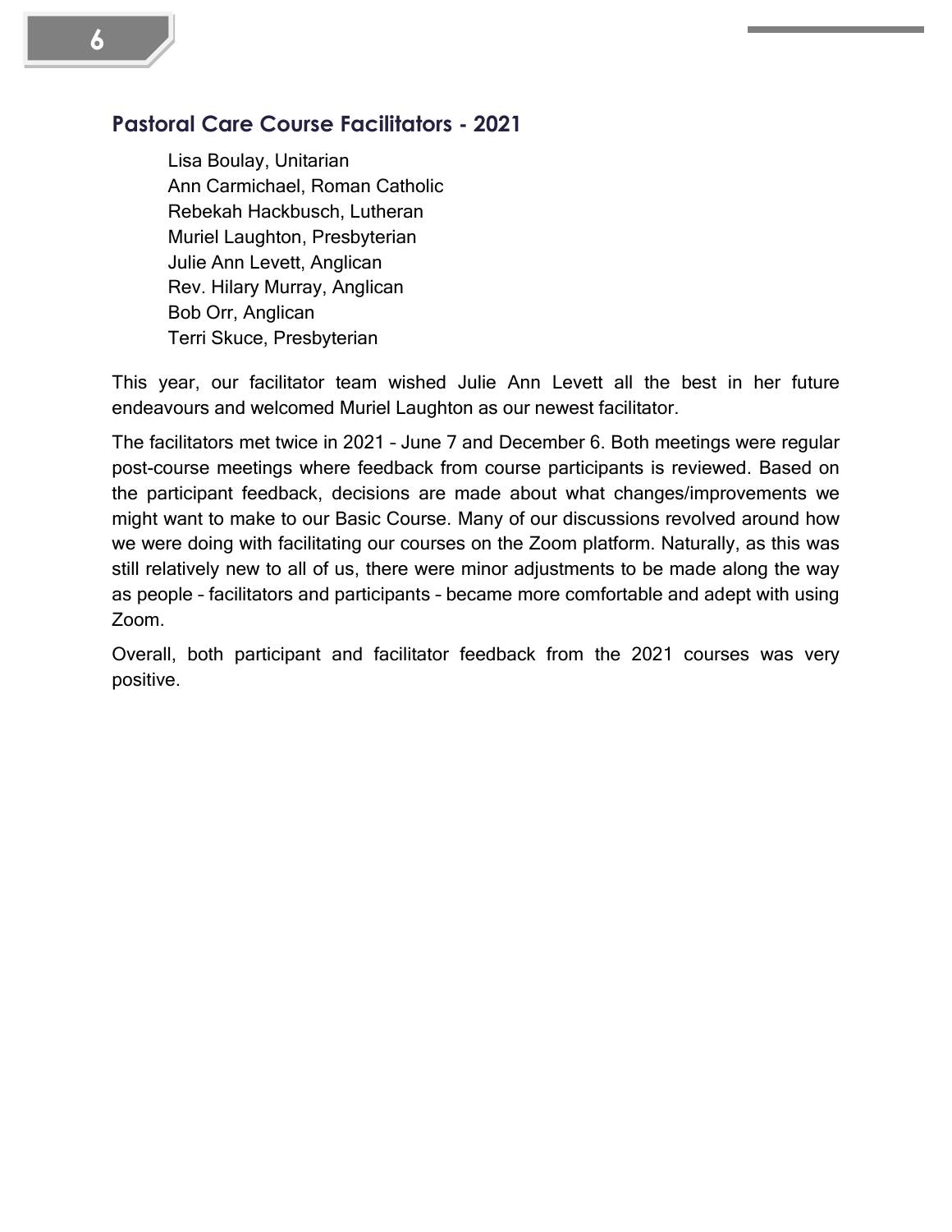## Pastoral Care Course Facilitators - 2021

Lisa Boulay, Unitarian  
Ann Carmichael, Roman Catholic  
Rebekah Hackbusch, Lutheran  
Muriel Laughton, Presbyterian  
Julie Ann Levett, Anglican  
Rev. Hilary Murray, Anglican  
Bob Orr, Anglican  
Terri Skuce, Presbyterian

This year, our facilitator team wished Julie Ann Levett all the best in her future endeavours and welcomed Muriel Laughton as our newest facilitator.

The facilitators met twice in 2021 – June 7 and December 6. Both meetings were regular post-course meetings where feedback from course participants is reviewed. Based on the participant feedback, decisions are made about what changes/improvements we might want to make to our Basic Course. Many of our discussions revolved around how we were doing with facilitating our courses on the Zoom platform. Naturally, as this was still relatively new to all of us, there were minor adjustments to be made along the way as people – facilitators and participants – became more comfortable and adept with using Zoom.

Overall, both participant and facilitator feedback from the 2021 courses was very positive.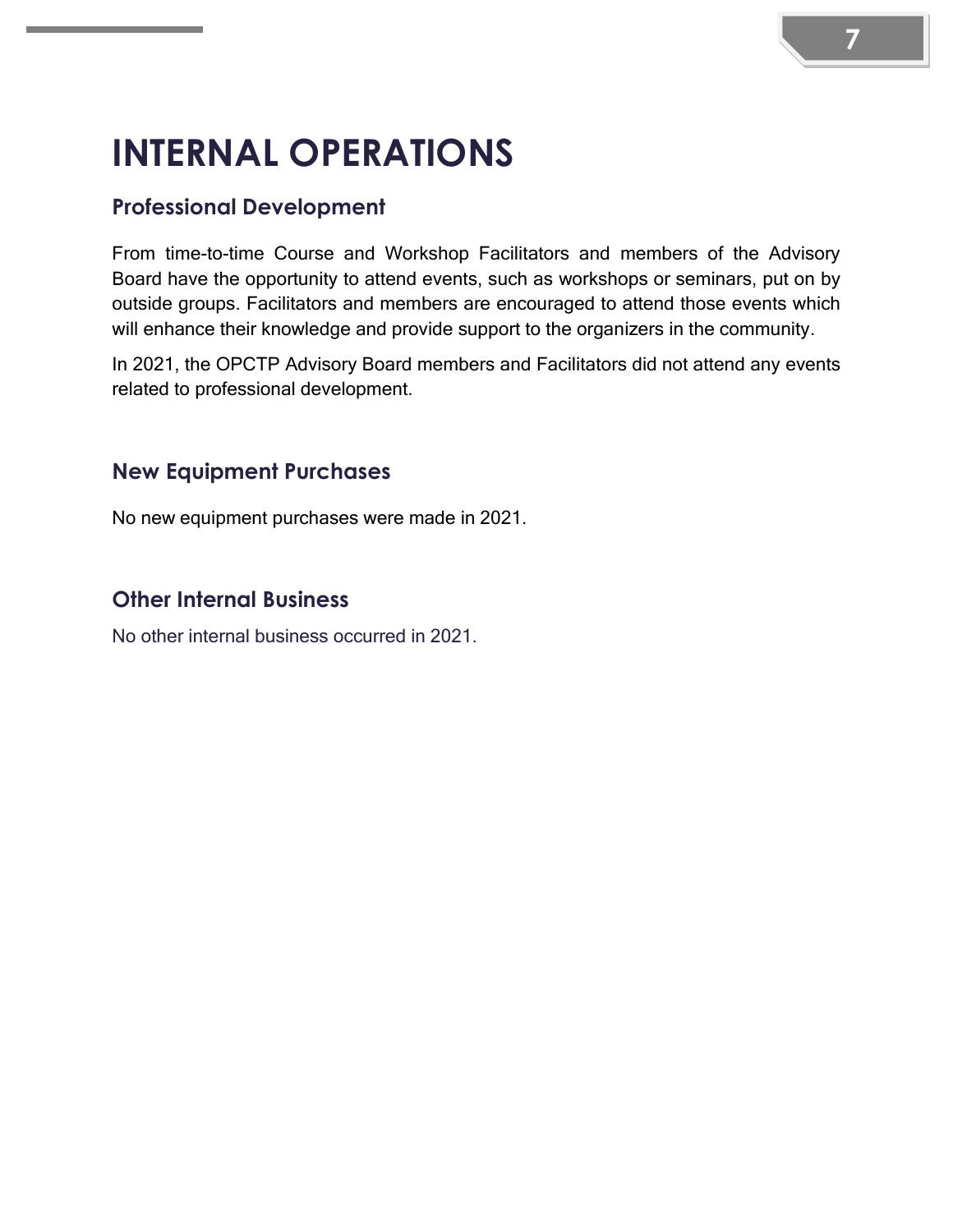# INTERNAL OPERATIONS

## Professional Development

From time-to-time Course and Workshop Facilitators and members of the Advisory Board have the opportunity to attend events, such as workshops or seminars, put on by outside groups. Facilitators and members are encouraged to attend those events which will enhance their knowledge and provide support to the organizers in the community.

In 2021, the OPCTP Advisory Board members and Facilitators did not attend any events related to professional development.

## New Equipment Purchases

No new equipment purchases were made in 2021.

## Other Internal Business

No other internal business occurred in 2021.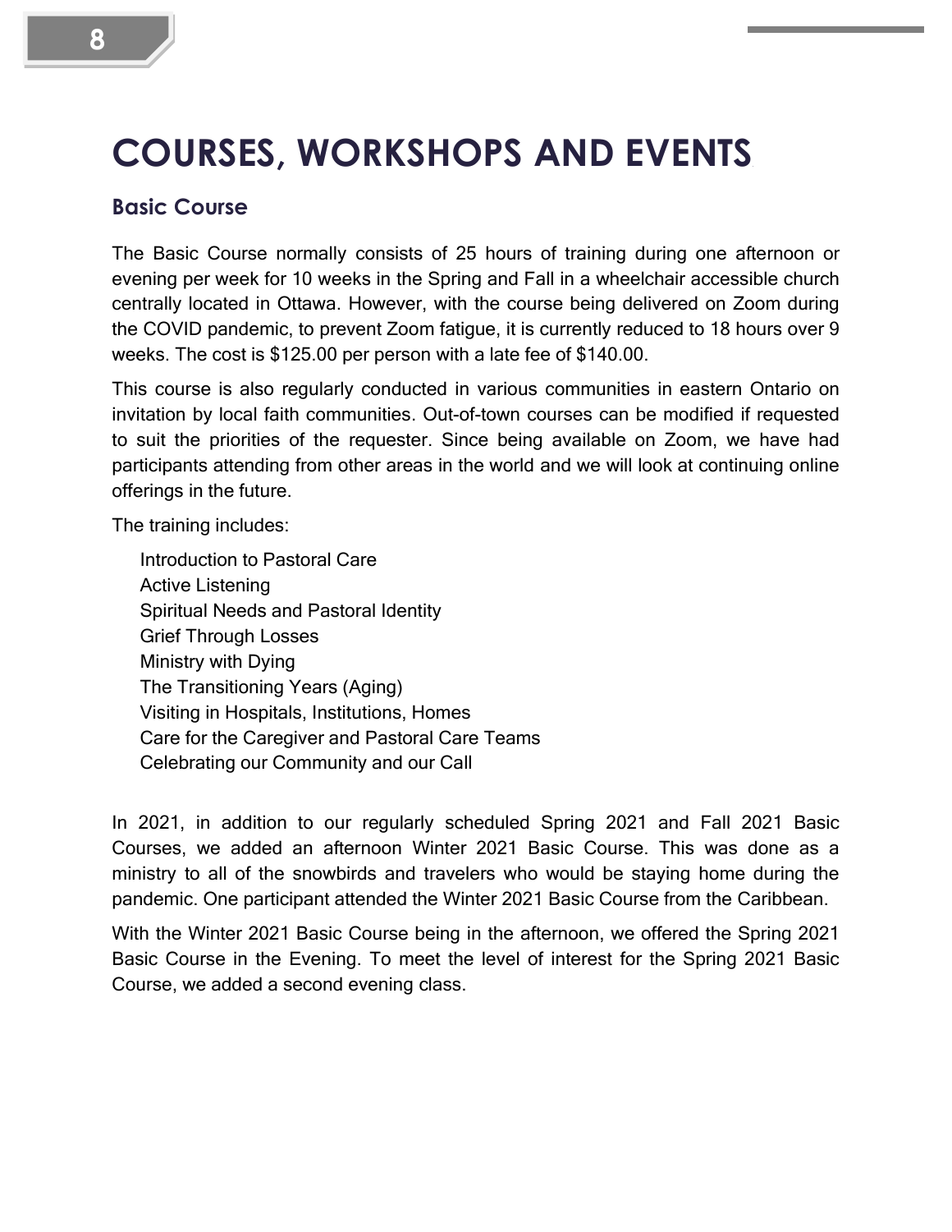# COURSES, WORKSHOPS AND EVENTS

## Basic Course

The Basic Course normally consists of 25 hours of training during one afternoon or evening per week for 10 weeks in the Spring and Fall in a wheelchair accessible church centrally located in Ottawa. However, with the course being delivered on Zoom during the COVID pandemic, to prevent Zoom fatigue, it is currently reduced to 18 hours over 9 weeks. The cost is $125.00 per person with a late fee of $140.00.

This course is also regularly conducted in various communities in eastern Ontario on invitation by local faith communities. Out-of-town courses can be modified if requested to suit the priorities of the requester. Since being available on Zoom, we have had participants attending from other areas in the world and we will look at continuing online offerings in the future.

The training includes:

- Introduction to Pastoral Care
- Active Listening
- Spiritual Needs and Pastoral Identity
- Grief Through Losses
- Ministry with Dying
- The Transitioning Years (Aging)
- Visiting in Hospitals, Institutions, Homes
- Care for the Caregiver and Pastoral Care Teams
- Celebrating our Community and our Call

In 2021, in addition to our regularly scheduled Spring 2021 and Fall 2021 Basic Courses, we added an afternoon Winter 2021 Basic Course. This was done as a ministry to all of the snowbirds and travelers who would be staying home during the pandemic. One participant attended the Winter 2021 Basic Course from the Caribbean.

With the Winter 2021 Basic Course being in the afternoon, we offered the Spring 2021 Basic Course in the Evening. To meet the level of interest for the Spring 2021 Basic Course, we added a second evening class.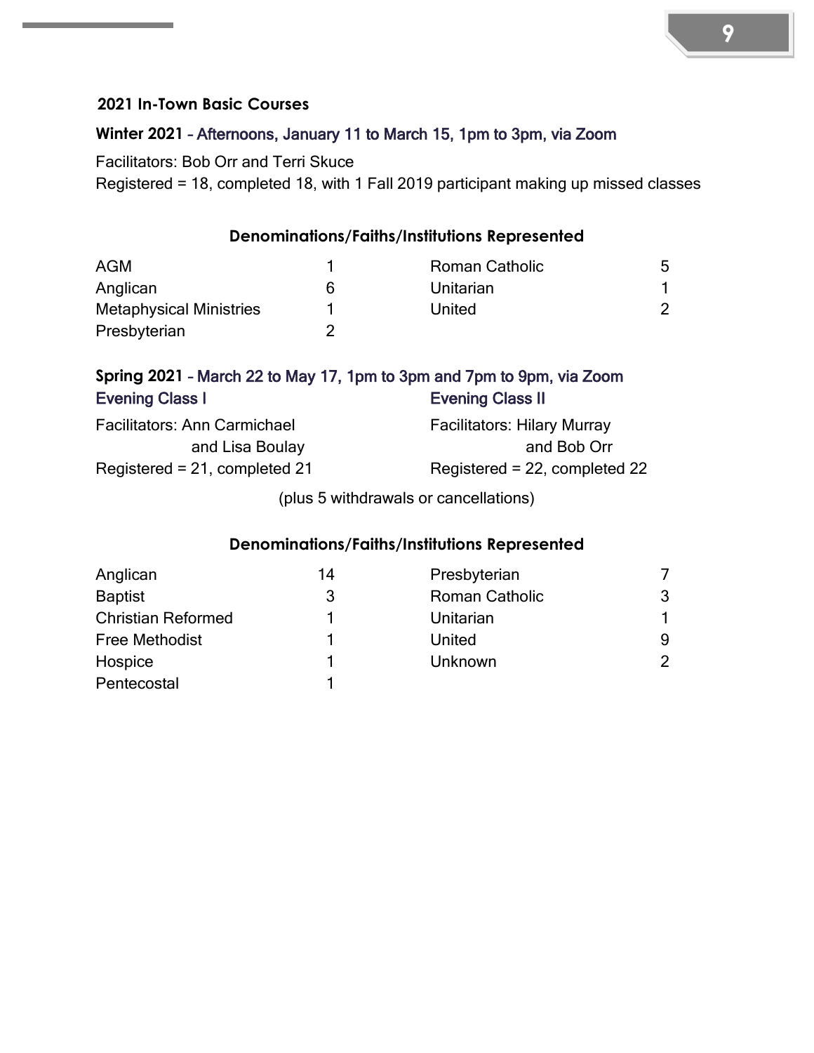## 2021 In-Town Basic Courses

**Winter 2021** – Afternoons, January 11 to March 15, 1pm to 3pm, via Zoom

Facilitators: Bob Orr and Terri Skuce
Registered = 18, completed 18, with 1 Fall 2019 participant making up missed classes

**Denominations/Faiths/Institutions Represented**

| | | | |
|---|---|---|---|
| AGM | 1 | Roman Catholic | 5 |
| Anglican | 6 | Unitarian | 1 |
| Metaphysical Ministries | 1 | United | 2 |
| Presbyterian | 2 | | |

**Spring 2021** – March 22 to May 17, 1pm to 3pm and 7pm to 9pm, via Zoom

**Evening Class I**

Facilitators: Ann Carmichael and Lisa Boulay
Registered = 21, completed 21

**Evening Class II**

Facilitators: Hilary Murray and Bob Orr
Registered = 22, completed 22

(plus 5 withdrawals or cancellations)

**Denominations/Faiths/Institutions Represented**

| | | | |
|---|---|---|---|
| Anglican | 14 | Presbyterian | 7 |
| Baptist | 3 | Roman Catholic | 3 |
| Christian Reformed | 1 | Unitarian | 1 |
| Free Methodist | 1 | United | 9 |
| Hospice | 1 | Unknown | 2 |
| Pentecostal | 1 | | |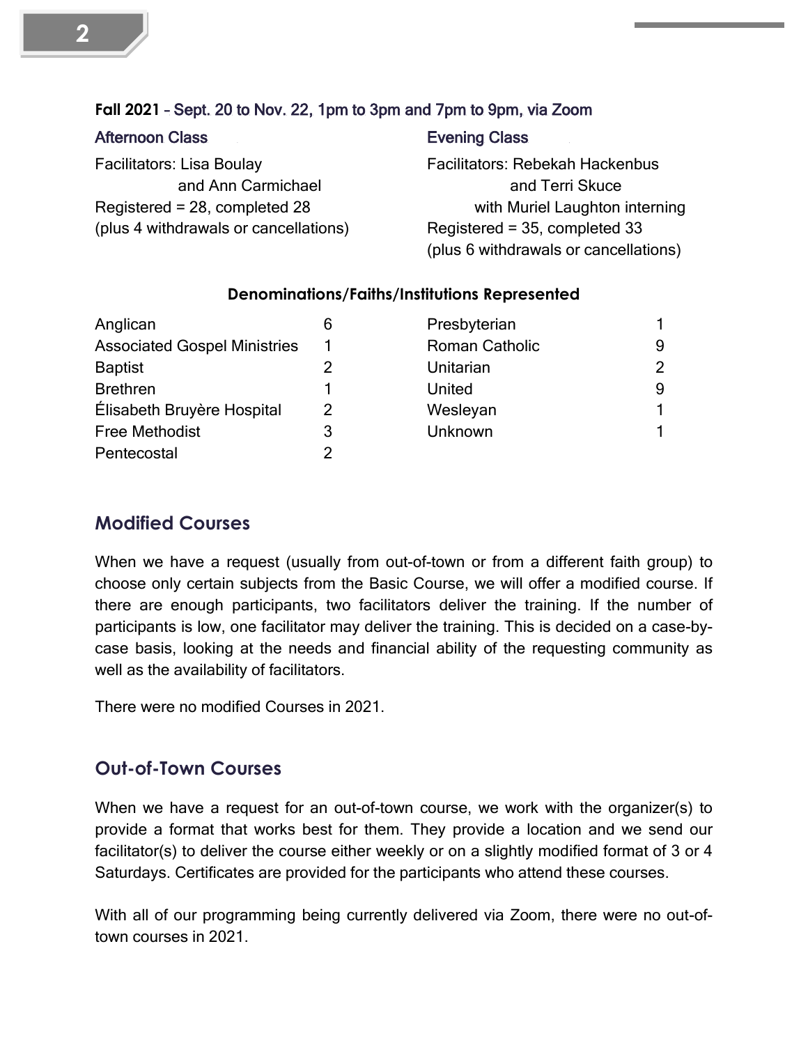**Fall 2021 – Sept. 20 to Nov. 22, 1pm to 3pm and 7pm to 9pm, via Zoom**

**Afternoon Class**

Facilitators: Lisa Boulay and Ann Carmichael
Registered = 28, completed 28
(plus 4 withdrawals or cancellations)

**Evening Class**

Facilitators: Rebekah Hackenbus and Terri Skuce with Muriel Laughton interning
Registered = 35, completed 33
(plus 6 withdrawals or cancellations)

**Denominations/Faiths/Institutions Represented**

| | | | |
|---|---|---|---|
| Anglican | 6 | Presbyterian | 1 |
| Associated Gospel Ministries | 1 | Roman Catholic | 9 |
| Baptist | 2 | Unitarian | 2 |
| Brethren | 1 | United | 9 |
| Élisabeth Bruyère Hospital | 2 | Wesleyan | 1 |
| Free Methodist | 3 | Unknown | 1 |
| Pentecostal | 2 | | |

## Modified Courses

When we have a request (usually from out-of-town or from a different faith group) to choose only certain subjects from the Basic Course, we will offer a modified course. If there are enough participants, two facilitators deliver the training. If the number of participants is low, one facilitator may deliver the training. This is decided on a case-by-case basis, looking at the needs and financial ability of the requesting community as well as the availability of facilitators.

There were no modified Courses in 2021.

## Out-of-Town Courses

When we have a request for an out-of-town course, we work with the organizer(s) to provide a format that works best for them. They provide a location and we send our facilitator(s) to deliver the course either weekly or on a slightly modified format of 3 or 4 Saturdays. Certificates are provided for the participants who attend these courses.

With all of our programming being currently delivered via Zoom, there were no out-of-town courses in 2021.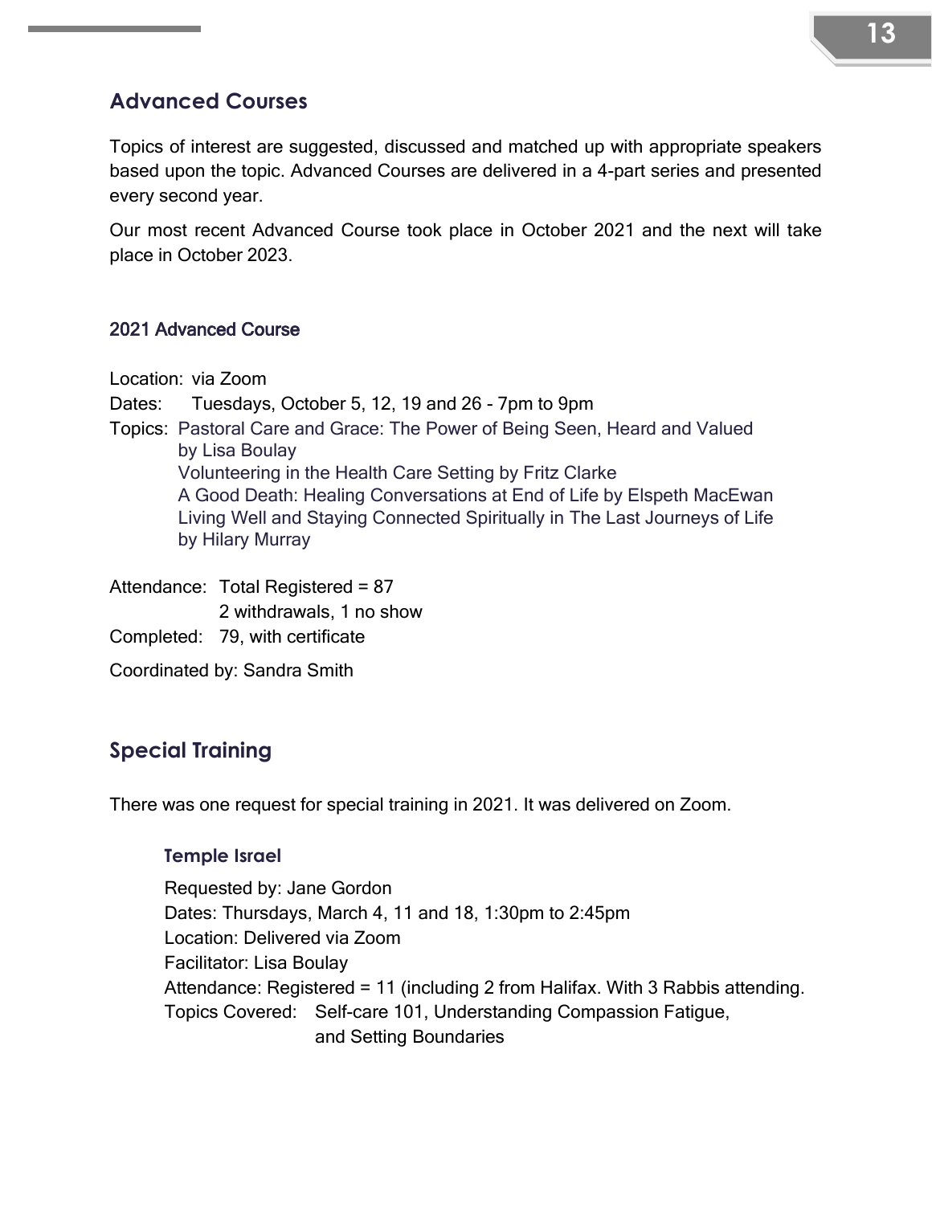## Advanced Courses

Topics of interest are suggested, discussed and matched up with appropriate speakers based upon the topic. Advanced Courses are delivered in a 4-part series and presented every second year.

Our most recent Advanced Course took place in October 2021 and the next will take place in October 2023.

### 2021 Advanced Course

Location: via Zoom
Dates: Tuesdays, October 5, 12, 19 and 26 - 7pm to 9pm
Topics: Pastoral Care and Grace: The Power of Being Seen, Heard and Valued by Lisa Boulay
Volunteering in the Health Care Setting by Fritz Clarke
A Good Death: Healing Conversations at End of Life by Elspeth MacEwan
Living Well and Staying Connected Spiritually in The Last Journeys of Life by Hilary Murray

Attendance: Total Registered = 87
2 withdrawals, 1 no show
Completed: 79, with certificate

Coordinated by: Sandra Smith

## Special Training

There was one request for special training in 2021. It was delivered on Zoom.

### Temple Israel

Requested by: Jane Gordon
Dates: Thursdays, March 4, 11 and 18, 1:30pm to 2:45pm
Location: Delivered via Zoom
Facilitator: Lisa Boulay
Attendance: Registered = 11 (including 2 from Halifax. With 3 Rabbis attending.
Topics Covered: Self-care 101, Understanding Compassion Fatigue, and Setting Boundaries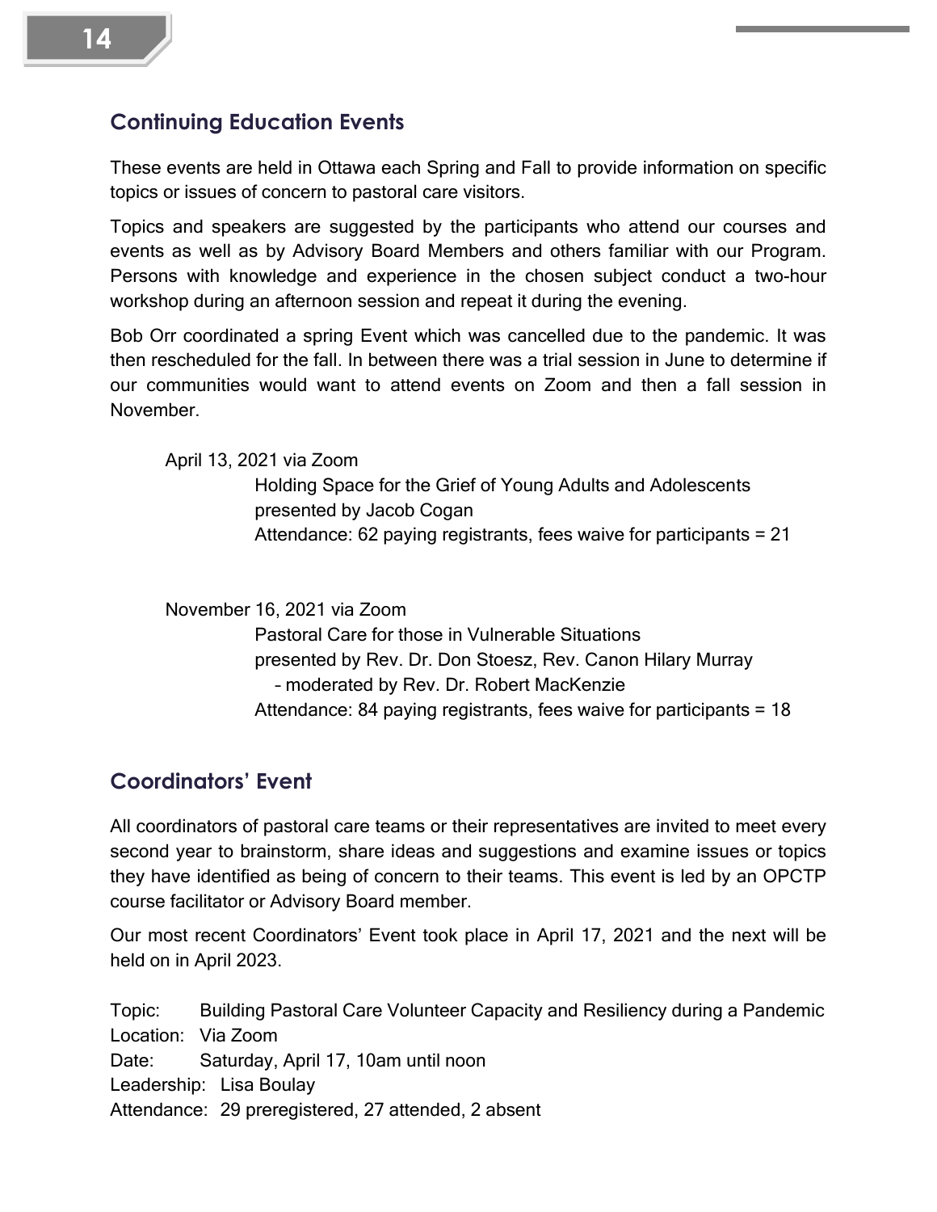## Continuing Education Events

These events are held in Ottawa each Spring and Fall to provide information on specific topics or issues of concern to pastoral care visitors.

Topics and speakers are suggested by the participants who attend our courses and events as well as by Advisory Board Members and others familiar with our Program. Persons with knowledge and experience in the chosen subject conduct a two-hour workshop during an afternoon session and repeat it during the evening.

Bob Orr coordinated a spring Event which was cancelled due to the pandemic. It was then rescheduled for the fall. In between there was a trial session in June to determine if our communities would want to attend events on Zoom and then a fall session in November.

April 13, 2021 via Zoom
Holding Space for the Grief of Young Adults and Adolescents
presented by Jacob Cogan
Attendance: 62 paying registrants, fees waive for participants = 21

November 16, 2021 via Zoom
Pastoral Care for those in Vulnerable Situations
presented by Rev. Dr. Don Stoesz, Rev. Canon Hilary Murray
– moderated by Rev. Dr. Robert MacKenzie
Attendance: 84 paying registrants, fees waive for participants = 18

## Coordinators' Event

All coordinators of pastoral care teams or their representatives are invited to meet every second year to brainstorm, share ideas and suggestions and examine issues or topics they have identified as being of concern to their teams. This event is led by an OPCTP course facilitator or Advisory Board member.

Our most recent Coordinators' Event took place in April 17, 2021 and the next will be held on in April 2023.

Topic: Building Pastoral Care Volunteer Capacity and Resiliency during a Pandemic
Location: Via Zoom
Date: Saturday, April 17, 10am until noon
Leadership: Lisa Boulay
Attendance: 29 preregistered, 27 attended, 2 absent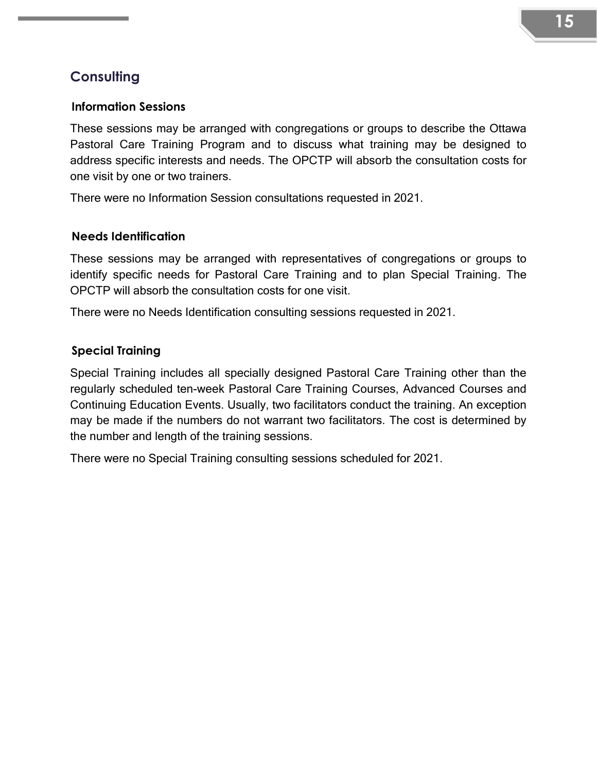## Consulting

### Information Sessions

These sessions may be arranged with congregations or groups to describe the Ottawa Pastoral Care Training Program and to discuss what training may be designed to address specific interests and needs. The OPCTP will absorb the consultation costs for one visit by one or two trainers.

There were no Information Session consultations requested in 2021.

### Needs Identification

These sessions may be arranged with representatives of congregations or groups to identify specific needs for Pastoral Care Training and to plan Special Training. The OPCTP will absorb the consultation costs for one visit.

There were no Needs Identification consulting sessions requested in 2021.

### Special Training

Special Training includes all specially designed Pastoral Care Training other than the regularly scheduled ten-week Pastoral Care Training Courses, Advanced Courses and Continuing Education Events. Usually, two facilitators conduct the training. An exception may be made if the numbers do not warrant two facilitators. The cost is determined by the number and length of the training sessions.

There were no Special Training consulting sessions scheduled for 2021.